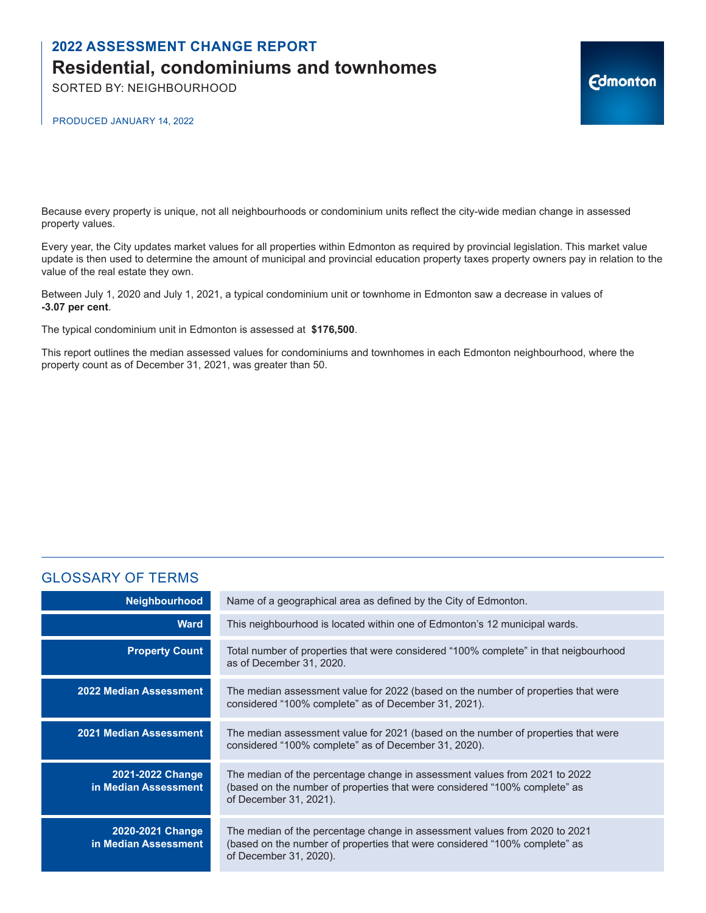# 2022 ASSESSMENT CHANGE REPORT

## Residential, condominiums and townhomes

SORTED BY: NEIGHBOURHOOD

PRODUCED JANUARY 14, 2022

Because every property is unique, not all neighbourhoods or condominium units reflect the city-wide median change in assessed property values.

Every year, the City updates market values for all properties within Edmonton as required by provincial legislation. This market value update is then used to determine the amount of municipal and provincial education property taxes property owners pay in relation to the value of the real estate they own.

Between July 1, 2020 and July 1, 2021, a typical condominium unit or townhome in Edmonton saw a decrease in values of **-3.07 per cent**.

The typical condominium unit in Edmonton is assessed at **$176,500**.

This report outlines the median assessed values for condominiums and townhomes in each Edmonton neighbourhood, where the property count as of December 31, 2021, was greater than 50.

## GLOSSARY OF TERMS

| Term | Definition |
|---|---|
| **Neighbourhood** | Name of a geographical area as defined by the City of Edmonton. |
| **Ward** | This neighbourhood is located within one of Edmonton's 12 municipal wards. |
| **Property Count** | Total number of properties that were considered "100% complete" in that neigbourhood as of December 31, 2020. |
| **2022 Median Assessment** | The median assessment value for 2022 (based on the number of properties that were considered "100% complete" as of December 31, 2021). |
| **2021 Median Assessment** | The median assessment value for 2021 (based on the number of properties that were considered "100% complete" as of December 31, 2020). |
| **2021-2022 Change in Median Assessment** | The median of the percentage change in assessment values from 2021 to 2022 (based on the number of properties that were considered "100% complete" as of December 31, 2021). |
| **2020-2021 Change in Median Assessment** | The median of the percentage change in assessment values from 2020 to 2021 (based on the number of properties that were considered "100% complete" as of December 31, 2020). |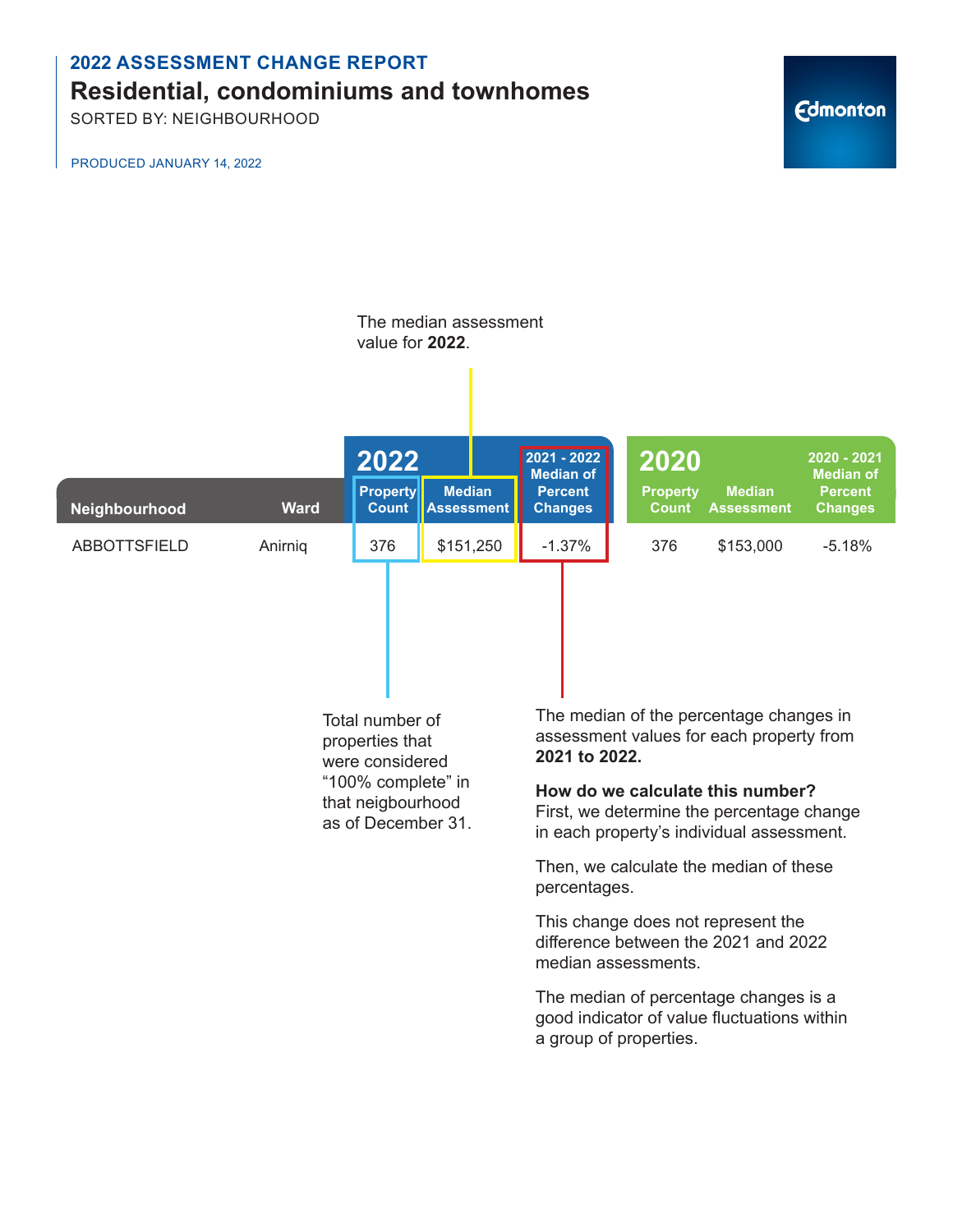## 2022 ASSESSMENT CHANGE REPORT

# Residential, condominiums and townhomes

SORTED BY: NEIGHBOURHOOD

PRODUCED JANUARY 14, 2022

The median assessment value for **2022**.

| | | 2022 | | | 2020 | | |
|---|---|---|---|---|---|---|---|
| Neighbourhood | Ward | Property Count | Median Assessment | 2021 - 2022 Median of Percent Changes | Property Count | Median Assessment | 2020 - 2021 Median of Percent Changes |
| ABBOTTSFIELD | Anirniq | 376 | $151,250 | -1.37% | 376 | $153,000 | -5.18% |

Total number of properties that were considered “100% complete” in that neigbourhood as of December 31.

The median of the percentage changes in assessment values for each property from **2021 to 2022.**

**How do we calculate this number?**
First, we determine the percentage change in each property’s individual assessment.

Then, we calculate the median of these percentages.

This change does not represent the difference between the 2021 and 2022 median assessments.

The median of percentage changes is a good indicator of value fluctuations within a group of properties.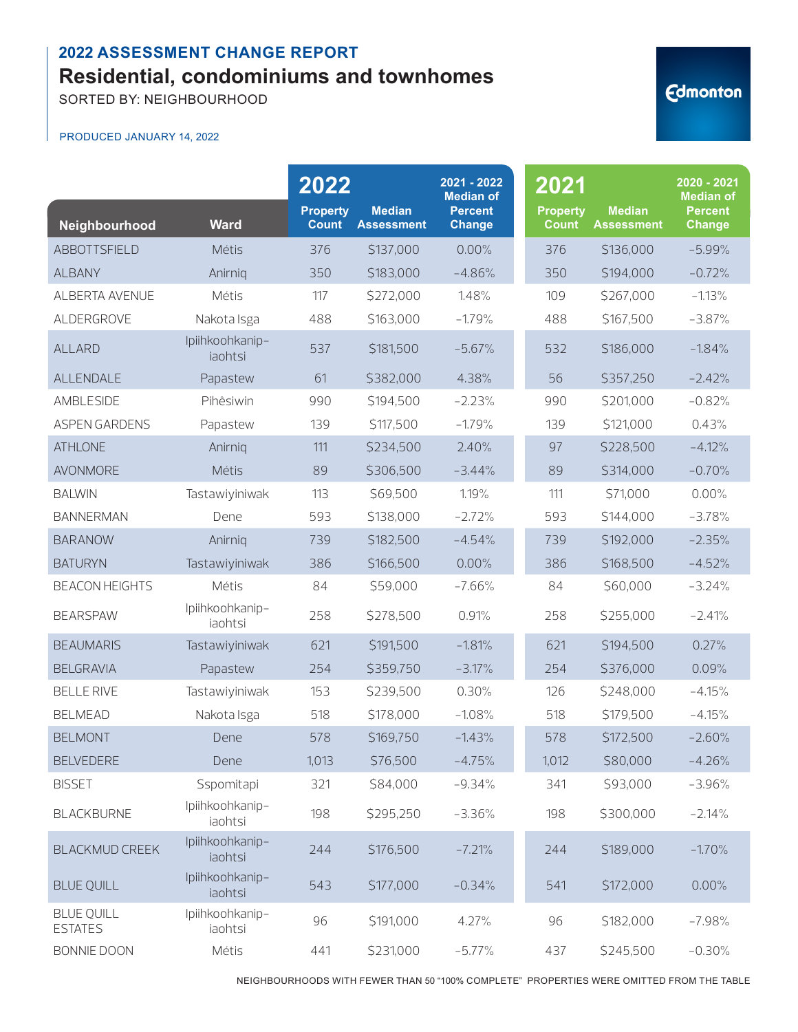## 2022 ASSESSMENT CHANGE REPORT

# Residential, condominiums and townhomes

SORTED BY: NEIGHBOURHOOD

PRODUCED JANUARY 14, 2022

| Neighbourhood | Ward | 2022 Property Count | 2022 Median Assessment | 2021 - 2022 Median of Percent Change | 2021 Property Count | 2021 Median Assessment | 2020 - 2021 Median of Percent Change |
|---|---|---|---|---|---|---|---|
| ABBOTTSFIELD | Métis | 376 | $137,000 | 0.00% | 376 | $136,000 | -5.99% |
| ALBANY | Anirniq | 350 | $183,000 | -4.86% | 350 | $194,000 | -0.72% |
| ALBERTA AVENUE | Métis | 117 | $272,000 | 1.48% | 109 | $267,000 | -1.13% |
| ALDERGROVE | Nakota Isga | 488 | $163,000 | -1.79% | 488 | $167,500 | -3.87% |
| ALLARD | Ipiihkoohkanip-iaohtsi | 537 | $181,500 | -5.67% | 532 | $186,000 | -1.84% |
| ALLENDALE | Papastew | 61 | $382,000 | 4.38% | 56 | $357,250 | -2.42% |
| AMBLESIDE | Pihêsiwin | 990 | $194,500 | -2.23% | 990 | $201,000 | -0.82% |
| ASPEN GARDENS | Papastew | 139 | $117,500 | -1.79% | 139 | $121,000 | 0.43% |
| ATHLONE | Anirniq | 111 | $234,500 | 2.40% | 97 | $228,500 | -4.12% |
| AVONMORE | Métis | 89 | $306,500 | -3.44% | 89 | $314,000 | -0.70% |
| BALWIN | Tastawiyiniwak | 113 | $69,500 | 1.19% | 111 | $71,000 | 0.00% |
| BANNERMAN | Dene | 593 | $138,000 | -2.72% | 593 | $144,000 | -3.78% |
| BARANOW | Anirniq | 739 | $182,500 | -4.54% | 739 | $192,000 | -2.35% |
| BATURYN | Tastawiyiniwak | 386 | $166,500 | 0.00% | 386 | $168,500 | -4.52% |
| BEACON HEIGHTS | Métis | 84 | $59,000 | -7.66% | 84 | $60,000 | -3.24% |
| BEARSPAW | Ipiihkoohkanip-iaohtsi | 258 | $278,500 | 0.91% | 258 | $255,000 | -2.41% |
| BEAUMARIS | Tastawiyiniwak | 621 | $191,500 | -1.81% | 621 | $194,500 | 0.27% |
| BELGRAVIA | Papastew | 254 | $359,750 | -3.17% | 254 | $376,000 | 0.09% |
| BELLE RIVE | Tastawiyiniwak | 153 | $239,500 | 0.30% | 126 | $248,000 | -4.15% |
| BELMEAD | Nakota Isga | 518 | $178,000 | -1.08% | 518 | $179,500 | -4.15% |
| BELMONT | Dene | 578 | $169,750 | -1.43% | 578 | $172,500 | -2.60% |
| BELVEDERE | Dene | 1,013 | $76,500 | -4.75% | 1,012 | $80,000 | -4.26% |
| BISSET | Sspomitapi | 321 | $84,000 | -9.34% | 341 | $93,000 | -3.96% |
| BLACKBURNE | Ipiihkoohkanip-iaohtsi | 198 | $295,250 | -3.36% | 198 | $300,000 | -2.14% |
| BLACKMUD CREEK | Ipiihkoohkanip-iaohtsi | 244 | $176,500 | -7.21% | 244 | $189,000 | -1.70% |
| BLUE QUILL | Ipiihkoohkanip-iaohtsi | 543 | $177,000 | -0.34% | 541 | $172,000 | 0.00% |
| BLUE QUILL ESTATES | Ipiihkoohkanip-iaohtsi | 96 | $191,000 | 4.27% | 96 | $182,000 | -7.98% |
| BONNIE DOON | Métis | 441 | $231,000 | -5.77% | 437 | $245,500 | -0.30% |

NEIGHBOURHOODS WITH FEWER THAN 50 "100% COMPLETE" PROPERTIES WERE OMITTED FROM THE TABLE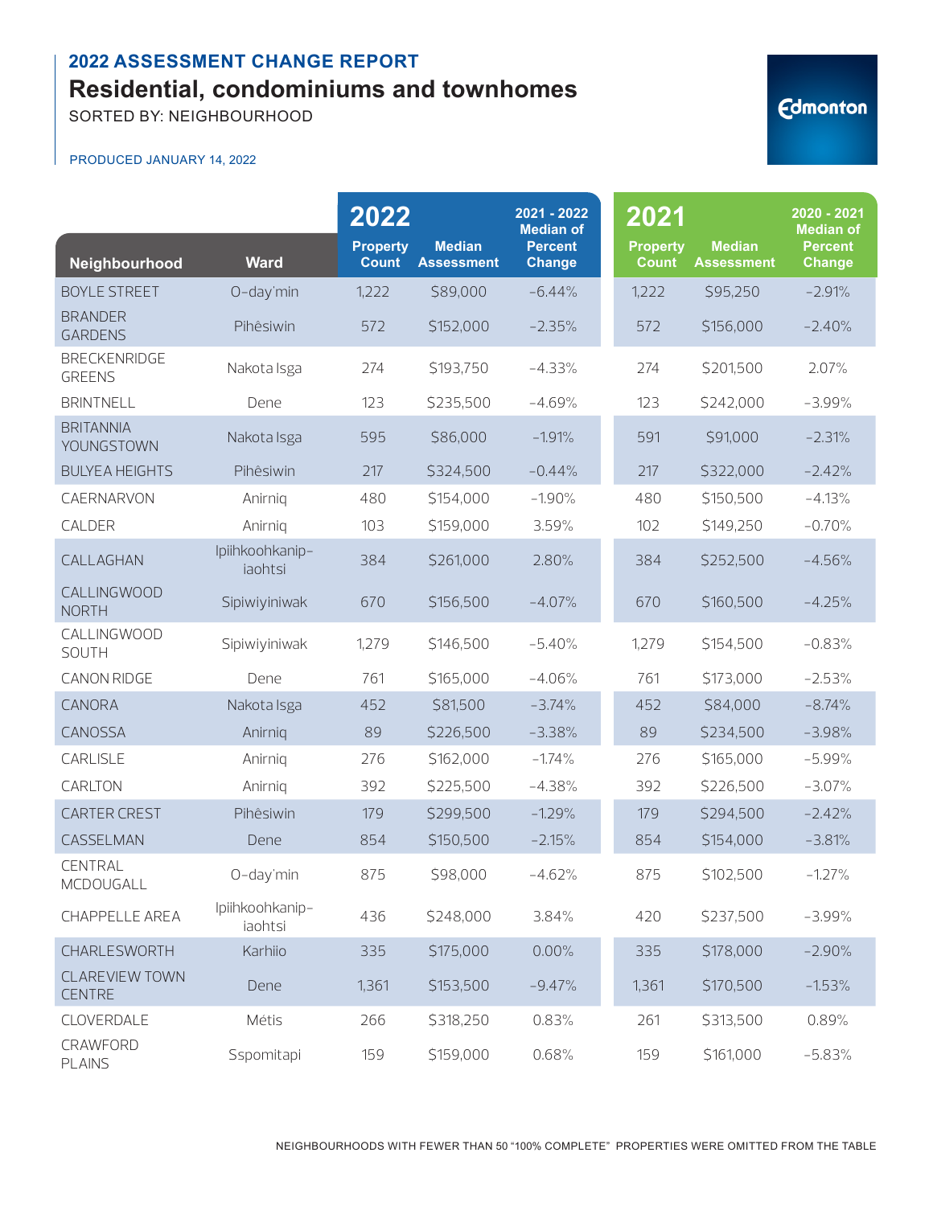## 2022 ASSESSMENT CHANGE REPORT

# Residential, condominiums and townhomes

SORTED BY: NEIGHBOURHOOD

PRODUCED JANUARY 14, 2022

| Neighbourhood | Ward | 2022 Property Count | 2022 Median Assessment | 2021 - 2022 Median of Percent Change | 2021 Property Count | 2021 Median Assessment | 2020 - 2021 Median of Percent Change |
|---|---|---|---|---|---|---|---|
| BOYLE STREET | O-day'min | 1,222 | $89,000 | -6.44% | 1,222 | $95,250 | -2.91% |
| BRANDER GARDENS | Pihêsiwin | 572 | $152,000 | -2.35% | 572 | $156,000 | -2.40% |
| BRECKENRIDGE GREENS | Nakota Isga | 274 | $193,750 | -4.33% | 274 | $201,500 | 2.07% |
| BRINTNELL | Dene | 123 | $235,500 | -4.69% | 123 | $242,000 | -3.99% |
| BRITANNIA YOUNGSTOWN | Nakota Isga | 595 | $86,000 | -1.91% | 591 | $91,000 | -2.31% |
| BULYEA HEIGHTS | Pihêsiwin | 217 | $324,500 | -0.44% | 217 | $322,000 | -2.42% |
| CAERNARVON | Anirniq | 480 | $154,000 | -1.90% | 480 | $150,500 | -4.13% |
| CALDER | Anirniq | 103 | $159,000 | 3.59% | 102 | $149,250 | -0.70% |
| CALLAGHAN | Ipiihkoohkanip-iaohtsi | 384 | $261,000 | 2.80% | 384 | $252,500 | -4.56% |
| CALLINGWOOD NORTH | Sipiwiyiniwak | 670 | $156,500 | -4.07% | 670 | $160,500 | -4.25% |
| CALLINGWOOD SOUTH | Sipiwiyiniwak | 1,279 | $146,500 | -5.40% | 1,279 | $154,500 | -0.83% |
| CANON RIDGE | Dene | 761 | $165,000 | -4.06% | 761 | $173,000 | -2.53% |
| CANORA | Nakota Isga | 452 | $81,500 | -3.74% | 452 | $84,000 | -8.74% |
| CANOSSA | Anirniq | 89 | $226,500 | -3.38% | 89 | $234,500 | -3.98% |
| CARLISLE | Anirniq | 276 | $162,000 | -1.74% | 276 | $165,000 | -5.99% |
| CARLTON | Anirniq | 392 | $225,500 | -4.38% | 392 | $226,500 | -3.07% |
| CARTER CREST | Pihêsiwin | 179 | $299,500 | -1.29% | 179 | $294,500 | -2.42% |
| CASSELMAN | Dene | 854 | $150,500 | -2.15% | 854 | $154,000 | -3.81% |
| CENTRAL MCDOUGALL | O-day'min | 875 | $98,000 | -4.62% | 875 | $102,500 | -1.27% |
| CHAPPELLE AREA | Ipiihkoohkanip-iaohtsi | 436 | $248,000 | 3.84% | 420 | $237,500 | -3.99% |
| CHARLESWORTH | Karhiio | 335 | $175,000 | 0.00% | 335 | $178,000 | -2.90% |
| CLAREVIEW TOWN CENTRE | Dene | 1,361 | $153,500 | -9.47% | 1,361 | $170,500 | -1.53% |
| CLOVERDALE | Métis | 266 | $318,250 | 0.83% | 261 | $313,500 | 0.89% |
| CRAWFORD PLAINS | Sspomitapi | 159 | $159,000 | 0.68% | 159 | $161,000 | -5.83% |

NEIGHBOURHOODS WITH FEWER THAN 50 "100% COMPLETE" PROPERTIES WERE OMITTED FROM THE TABLE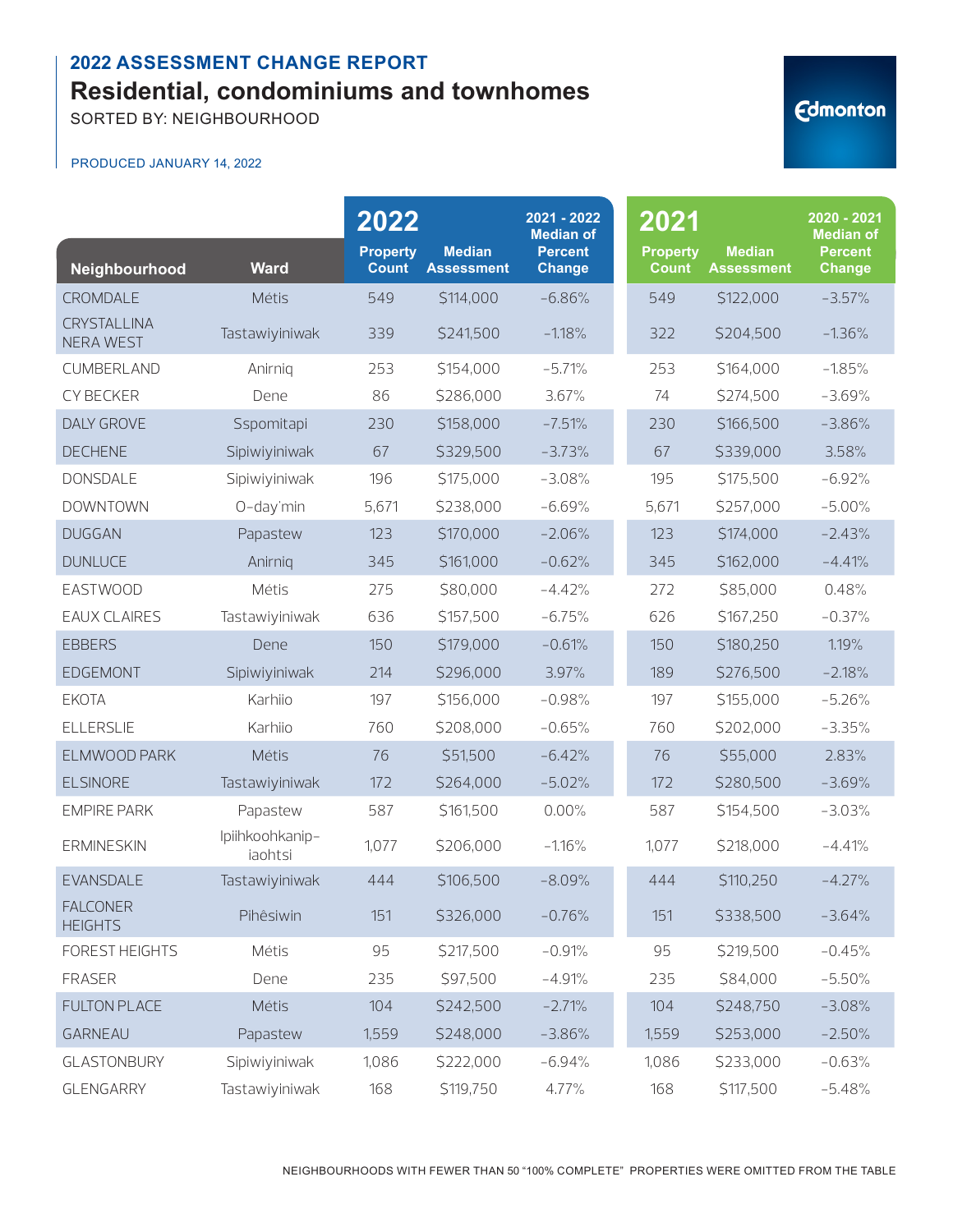## 2022 ASSESSMENT CHANGE REPORT

# Residential, condominiums and townhomes

SORTED BY: NEIGHBOURHOOD

PRODUCED JANUARY 14, 2022

| Neighbourhood | Ward | 2022 Property Count | 2022 Median Assessment | 2021 - 2022 Median of Percent Change | 2021 Property Count | 2021 Median Assessment | 2020 - 2021 Median of Percent Change |
|---|---|---|---|---|---|---|---|
| CROMDALE | Métis | 549 | $114,000 | -6.86% | 549 | $122,000 | -3.57% |
| CRYSTALLINA NERA WEST | Tastawiyiniwak | 339 | $241,500 | -1.18% | 322 | $204,500 | -1.36% |
| CUMBERLAND | Anirniq | 253 | $154,000 | -5.71% | 253 | $164,000 | -1.85% |
| CY BECKER | Dene | 86 | $286,000 | 3.67% | 74 | $274,500 | -3.69% |
| DALY GROVE | Sspomitapi | 230 | $158,000 | -7.51% | 230 | $166,500 | -3.86% |
| DECHENE | Sipiwiyiniwak | 67 | $329,500 | -3.73% | 67 | $339,000 | 3.58% |
| DONSDALE | Sipiwiyiniwak | 196 | $175,000 | -3.08% | 195 | $175,500 | -6.92% |
| DOWNTOWN | O-day'min | 5,671 | $238,000 | -6.69% | 5,671 | $257,000 | -5.00% |
| DUGGAN | Papastew | 123 | $170,000 | -2.06% | 123 | $174,000 | -2.43% |
| DUNLUCE | Anirniq | 345 | $161,000 | -0.62% | 345 | $162,000 | -4.41% |
| EASTWOOD | Métis | 275 | $80,000 | -4.42% | 272 | $85,000 | 0.48% |
| EAUX CLAIRES | Tastawiyiniwak | 636 | $157,500 | -6.75% | 626 | $167,250 | -0.37% |
| EBBERS | Dene | 150 | $179,000 | -0.61% | 150 | $180,250 | 1.19% |
| EDGEMONT | Sipiwiyiniwak | 214 | $296,000 | 3.97% | 189 | $276,500 | -2.18% |
| EKOTA | Karhiio | 197 | $156,000 | -0.98% | 197 | $155,000 | -5.26% |
| ELLERSLIE | Karhiio | 760 | $208,000 | -0.65% | 760 | $202,000 | -3.35% |
| ELMWOOD PARK | Métis | 76 | $51,500 | -6.42% | 76 | $55,000 | 2.83% |
| ELSINORE | Tastawiyiniwak | 172 | $264,000 | -5.02% | 172 | $280,500 | -3.69% |
| EMPIRE PARK | Papastew | 587 | $161,500 | 0.00% | 587 | $154,500 | -3.03% |
| ERMINESKIN | Ipiihkoohkanip-iaohtsi | 1,077 | $206,000 | -1.16% | 1,077 | $218,000 | -4.41% |
| EVANSDALE | Tastawiyiniwak | 444 | $106,500 | -8.09% | 444 | $110,250 | -4.27% |
| FALCONER HEIGHTS | Pihêsiwin | 151 | $326,000 | -0.76% | 151 | $338,500 | -3.64% |
| FOREST HEIGHTS | Métis | 95 | $217,500 | -0.91% | 95 | $219,500 | -0.45% |
| FRASER | Dene | 235 | $97,500 | -4.91% | 235 | $84,000 | -5.50% |
| FULTON PLACE | Métis | 104 | $242,500 | -2.71% | 104 | $248,750 | -3.08% |
| GARNEAU | Papastew | 1,559 | $248,000 | -3.86% | 1,559 | $253,000 | -2.50% |
| GLASTONBURY | Sipiwiyiniwak | 1,086 | $222,000 | -6.94% | 1,086 | $233,000 | -0.63% |
| GLENGARRY | Tastawiyiniwak | 168 | $119,750 | 4.77% | 168 | $117,500 | -5.48% |

NEIGHBOURHOODS WITH FEWER THAN 50 "100% COMPLETE" PROPERTIES WERE OMITTED FROM THE TABLE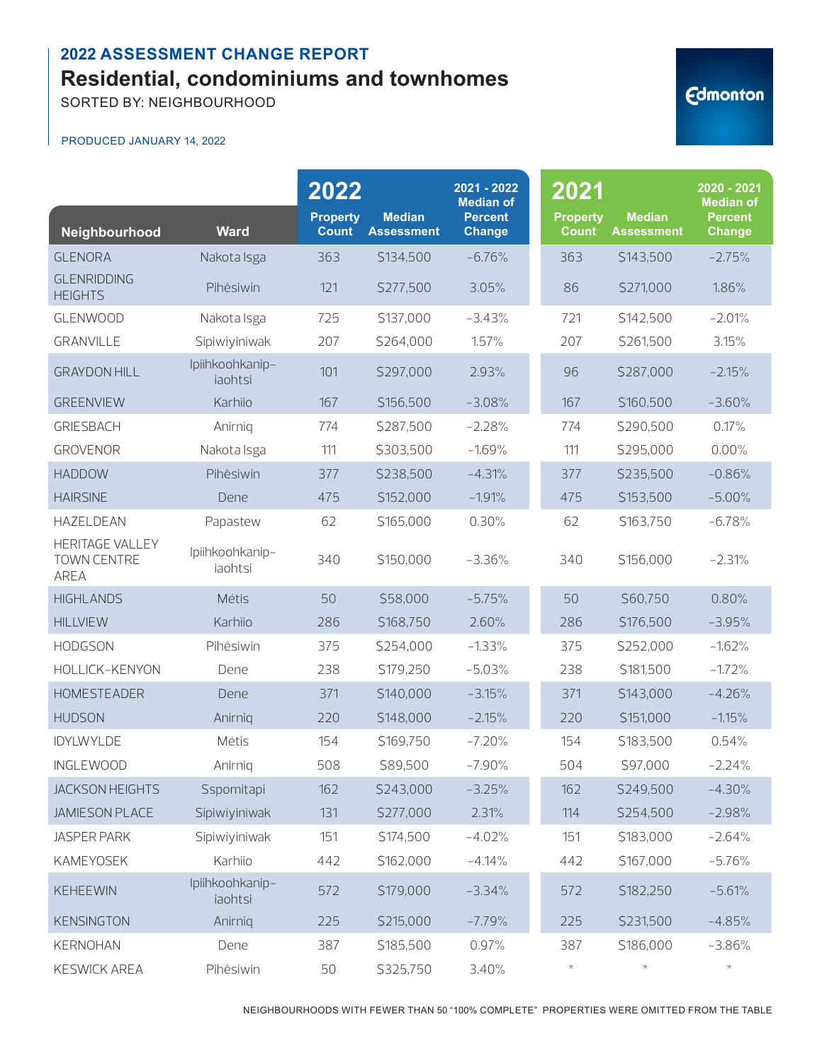## 2022 ASSESSMENT CHANGE REPORT

# Residential, condominiums and townhomes

SORTED BY: NEIGHBOURHOOD

PRODUCED JANUARY 14, 2022

| Neighbourhood | Ward | 2022 Property Count | 2022 Median Assessment | 2021 - 2022 Median of Percent Change | 2021 Property Count | 2021 Median Assessment | 2020 - 2021 Median of Percent Change |
|---|---|---|---|---|---|---|---|
| GLENORA | Nakota Isga | 363 | $134,500 | -6.76% | 363 | $143,500 | -2.75% |
| GLENRIDDING HEIGHTS | Pihêsiwin | 121 | $277,500 | 3.05% | 86 | $271,000 | 1.86% |
| GLENWOOD | Nakota Isga | 725 | $137,000 | -3.43% | 721 | $142,500 | -2.01% |
| GRANVILLE | Sipiwiyiniwak | 207 | $264,000 | 1.57% | 207 | $261,500 | 3.15% |
| GRAYDON HILL | Ipiihkoohkanip-iaohtsi | 101 | $297,000 | 2.93% | 96 | $287,000 | -2.15% |
| GREENVIEW | Karhiio | 167 | $156,500 | -3.08% | 167 | $160,500 | -3.60% |
| GRIESBACH | Anirniq | 774 | $287,500 | -2.28% | 774 | $290,500 | 0.17% |
| GROVENOR | Nakota Isga | 111 | $303,500 | -1.69% | 111 | $295,000 | 0.00% |
| HADDOW | Pihêsiwin | 377 | $238,500 | -4.31% | 377 | $235,500 | -0.86% |
| HAIRSINE | Dene | 475 | $152,000 | -1.91% | 475 | $153,500 | -5.00% |
| HAZELDEAN | Papastew | 62 | $165,000 | 0.30% | 62 | $163,750 | -6.78% |
| HERITAGE VALLEY TOWN CENTRE AREA | Ipiihkoohkanip-iaohtsi | 340 | $150,000 | -3.36% | 340 | $156,000 | -2.31% |
| HIGHLANDS | Métis | 50 | $58,000 | -5.75% | 50 | $60,750 | 0.80% |
| HILLVIEW | Karhiio | 286 | $168,750 | 2.60% | 286 | $176,500 | -3.95% |
| HODGSON | Pihêsiwin | 375 | $254,000 | -1.33% | 375 | $252,000 | -1.62% |
| HOLLICK-KENYON | Dene | 238 | $179,250 | -5.03% | 238 | $181,500 | -1.72% |
| HOMESTEADER | Dene | 371 | $140,000 | -3.15% | 371 | $143,000 | -4.26% |
| HUDSON | Anirniq | 220 | $148,000 | -2.15% | 220 | $151,000 | -1.15% |
| IDYLWYLDE | Métis | 154 | $169,750 | -7.20% | 154 | $183,500 | 0.54% |
| INGLEWOOD | Anirniq | 508 | $89,500 | -7.90% | 504 | $97,000 | -2.24% |
| JACKSON HEIGHTS | Sspomitapi | 162 | $243,000 | -3.25% | 162 | $249,500 | -4.30% |
| JAMIESON PLACE | Sipiwiyiniwak | 131 | $277,000 | 2.31% | 114 | $254,500 | -2.98% |
| JASPER PARK | Sipiwiyiniwak | 151 | $174,500 | -4.02% | 151 | $183,000 | -2.64% |
| KAMEYOSEK | Karhiio | 442 | $162,000 | -4.14% | 442 | $167,000 | -5.76% |
| KEHEEWIN | Ipiihkoohkanip-iaohtsi | 572 | $179,000 | -3.34% | 572 | $182,250 | -5.61% |
| KENSINGTON | Anirniq | 225 | $215,000 | -7.79% | 225 | $231,500 | -4.85% |
| KERNOHAN | Dene | 387 | $185,500 | 0.97% | 387 | $186,000 | -3.86% |
| KESWICK AREA | Pihêsiwin | 50 | $325,750 | 3.40% | * | * | * |

NEIGHBOURHOODS WITH FEWER THAN 50 "100% COMPLETE" PROPERTIES WERE OMITTED FROM THE TABLE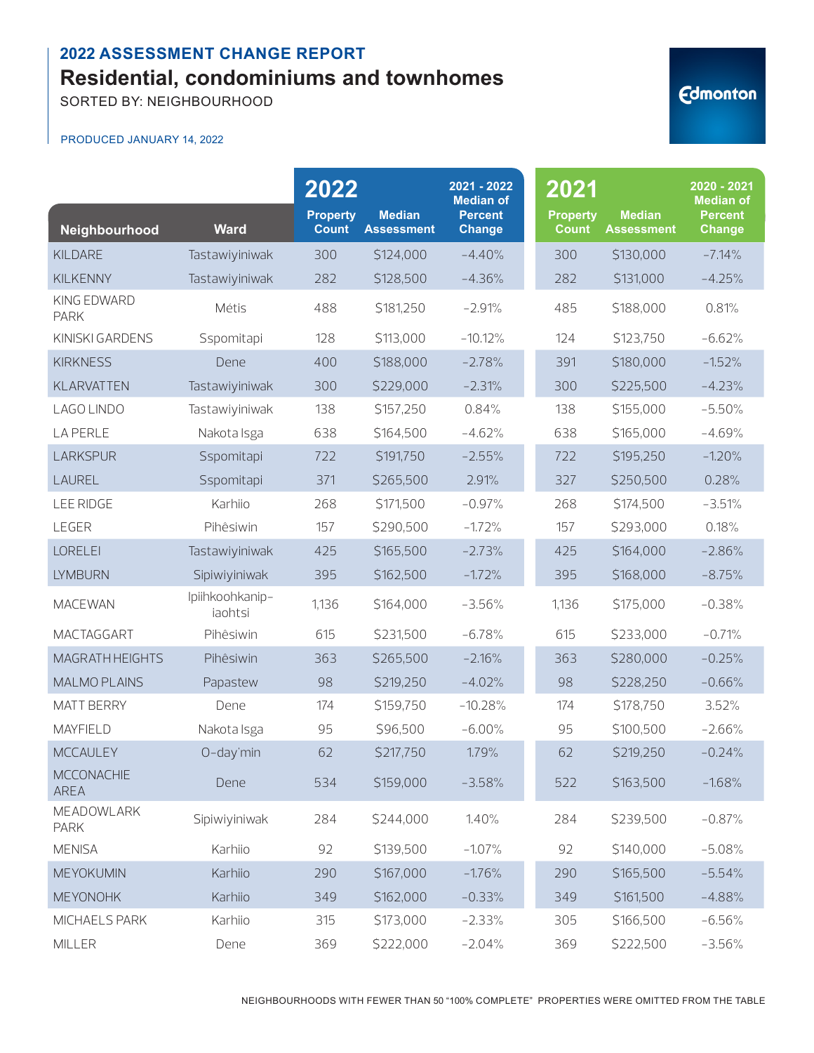## 2022 ASSESSMENT CHANGE REPORT

# Residential, condominiums and townhomes

SORTED BY: NEIGHBOURHOOD

PRODUCED JANUARY 14, 2022

| Neighbourhood | Ward | 2022 Property Count | 2022 Median Assessment | 2021 - 2022 Median of Percent Change | 2021 Property Count | 2021 Median Assessment | 2020 - 2021 Median of Percent Change |
|---|---|---|---|---|---|---|---|
| KILDARE | Tastawiyiniwak | 300 | $124,000 | -4.40% | 300 | $130,000 | -7.14% |
| KILKENNY | Tastawiyiniwak | 282 | $128,500 | -4.36% | 282 | $131,000 | -4.25% |
| KING EDWARD PARK | Métis | 488 | $181,250 | -2.91% | 485 | $188,000 | 0.81% |
| KINISKI GARDENS | Sspomitapi | 128 | $113,000 | -10.12% | 124 | $123,750 | -6.62% |
| KIRKNESS | Dene | 400 | $188,000 | -2.78% | 391 | $180,000 | -1.52% |
| KLARVATTEN | Tastawiyiniwak | 300 | $229,000 | -2.31% | 300 | $225,500 | -4.23% |
| LAGO LINDO | Tastawiyiniwak | 138 | $157,250 | 0.84% | 138 | $155,000 | -5.50% |
| LA PERLE | Nakota Isga | 638 | $164,500 | -4.62% | 638 | $165,000 | -4.69% |
| LARKSPUR | Sspomitapi | 722 | $191,750 | -2.55% | 722 | $195,250 | -1.20% |
| LAUREL | Sspomitapi | 371 | $265,500 | 2.91% | 327 | $250,500 | 0.28% |
| LEE RIDGE | Karhiio | 268 | $171,500 | -0.97% | 268 | $174,500 | -3.51% |
| LEGER | Pihêsiwin | 157 | $290,500 | -1.72% | 157 | $293,000 | 0.18% |
| LORELEI | Tastawiyiniwak | 425 | $165,500 | -2.73% | 425 | $164,000 | -2.86% |
| LYMBURN | Sipiwiyiniwak | 395 | $162,500 | -1.72% | 395 | $168,000 | -8.75% |
| MACEWAN | Ipiihkoohkanip-iaohtsi | 1,136 | $164,000 | -3.56% | 1,136 | $175,000 | -0.38% |
| MACTAGGART | Pihêsiwin | 615 | $231,500 | -6.78% | 615 | $233,000 | -0.71% |
| MAGRATH HEIGHTS | Pihêsiwin | 363 | $265,500 | -2.16% | 363 | $280,000 | -0.25% |
| MALMO PLAINS | Papastew | 98 | $219,250 | -4.02% | 98 | $228,250 | -0.66% |
| MATT BERRY | Dene | 174 | $159,750 | -10.28% | 174 | $178,750 | 3.52% |
| MAYFIELD | Nakota Isga | 95 | $96,500 | -6.00% | 95 | $100,500 | -2.66% |
| MCCAULEY | O-day'min | 62 | $217,750 | 1.79% | 62 | $219,250 | -0.24% |
| MCCONACHIE AREA | Dene | 534 | $159,000 | -3.58% | 522 | $163,500 | -1.68% |
| MEADOWLARK PARK | Sipiwiyiniwak | 284 | $244,000 | 1.40% | 284 | $239,500 | -0.87% |
| MENISA | Karhiio | 92 | $139,500 | -1.07% | 92 | $140,000 | -5.08% |
| MEYOKUMIN | Karhiio | 290 | $167,000 | -1.76% | 290 | $165,500 | -5.54% |
| MEYONOHK | Karhiio | 349 | $162,000 | -0.33% | 349 | $161,500 | -4.88% |
| MICHAELS PARK | Karhiio | 315 | $173,000 | -2.33% | 305 | $166,500 | -6.56% |
| MILLER | Dene | 369 | $222,000 | -2.04% | 369 | $222,500 | -3.56% |

NEIGHBOURHOODS WITH FEWER THAN 50 "100% COMPLETE" PROPERTIES WERE OMITTED FROM THE TABLE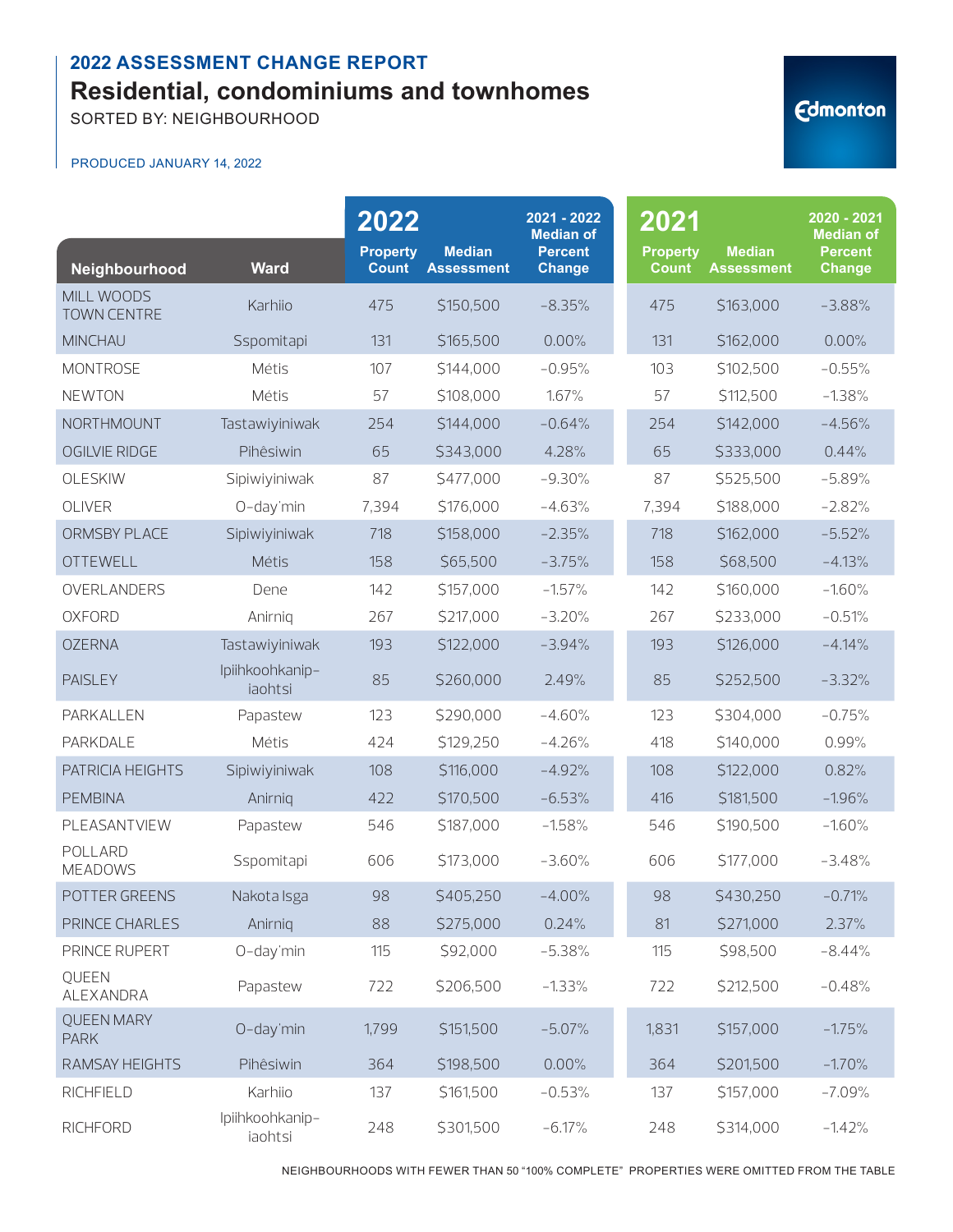## 2022 ASSESSMENT CHANGE REPORT

# Residential, condominiums and townhomes

SORTED BY: NEIGHBOURHOOD

PRODUCED JANUARY 14, 2022

| | | 2022 | | | 2021 | | |
|---|---|---|---|---|---|---|---|
| Neighbourhood | Ward | Property Count | Median Assessment | 2021 - 2022 Median of Percent Change | Property Count | Median Assessment | 2020 - 2021 Median of Percent Change |
| MILL WOODS TOWN CENTRE | Karhiio | 475 | $150,500 | -8.35% | 475 | $163,000 | -3.88% |
| MINCHAU | Sspomitapi | 131 | $165,500 | 0.00% | 131 | $162,000 | 0.00% |
| MONTROSE | Métis | 107 | $144,000 | -0.95% | 103 | $102,500 | -0.55% |
| NEWTON | Métis | 57 | $108,000 | 1.67% | 57 | $112,500 | -1.38% |
| NORTHMOUNT | Tastawiyiniwak | 254 | $144,000 | -0.64% | 254 | $142,000 | -4.56% |
| OGILVIE RIDGE | Pihêsiwin | 65 | $343,000 | 4.28% | 65 | $333,000 | 0.44% |
| OLESKIW | Sipiwiyiniwak | 87 | $477,000 | -9.30% | 87 | $525,500 | -5.89% |
| OLIVER | O-day'min | 7,394 | $176,000 | -4.63% | 7,394 | $188,000 | -2.82% |
| ORMSBY PLACE | Sipiwiyiniwak | 718 | $158,000 | -2.35% | 718 | $162,000 | -5.52% |
| OTTEWELL | Métis | 158 | $65,500 | -3.75% | 158 | $68,500 | -4.13% |
| OVERLANDERS | Dene | 142 | $157,000 | -1.57% | 142 | $160,000 | -1.60% |
| OXFORD | Anirniq | 267 | $217,000 | -3.20% | 267 | $233,000 | -0.51% |
| OZERNA | Tastawiyiniwak | 193 | $122,000 | -3.94% | 193 | $126,000 | -4.14% |
| PAISLEY | Ipiihkoohkanip-iaohtsi | 85 | $260,000 | 2.49% | 85 | $252,500 | -3.32% |
| PARKALLEN | Papastew | 123 | $290,000 | -4.60% | 123 | $304,000 | -0.75% |
| PARKDALE | Métis | 424 | $129,250 | -4.26% | 418 | $140,000 | 0.99% |
| PATRICIA HEIGHTS | Sipiwiyiniwak | 108 | $116,000 | -4.92% | 108 | $122,000 | 0.82% |
| PEMBINA | Anirniq | 422 | $170,500 | -6.53% | 416 | $181,500 | -1.96% |
| PLEASANTVIEW | Papastew | 546 | $187,000 | -1.58% | 546 | $190,500 | -1.60% |
| POLLARD MEADOWS | Sspomitapi | 606 | $173,000 | -3.60% | 606 | $177,000 | -3.48% |
| POTTER GREENS | Nakota Isga | 98 | $405,250 | -4.00% | 98 | $430,250 | -0.71% |
| PRINCE CHARLES | Anirniq | 88 | $275,000 | 0.24% | 81 | $271,000 | 2.37% |
| PRINCE RUPERT | O-day'min | 115 | $92,000 | -5.38% | 115 | $98,500 | -8.44% |
| QUEEN ALEXANDRA | Papastew | 722 | $206,500 | -1.33% | 722 | $212,500 | -0.48% |
| QUEEN MARY PARK | O-day'min | 1,799 | $151,500 | -5.07% | 1,831 | $157,000 | -1.75% |
| RAMSAY HEIGHTS | Pihêsiwin | 364 | $198,500 | 0.00% | 364 | $201,500 | -1.70% |
| RICHFIELD | Karhiio | 137 | $161,500 | -0.53% | 137 | $157,000 | -7.09% |
| RICHFORD | Ipiihkoohkanip-iaohtsi | 248 | $301,500 | -6.17% | 248 | $314,000 | -1.42% |

NEIGHBOURHOODS WITH FEWER THAN 50 "100% COMPLETE" PROPERTIES WERE OMITTED FROM THE TABLE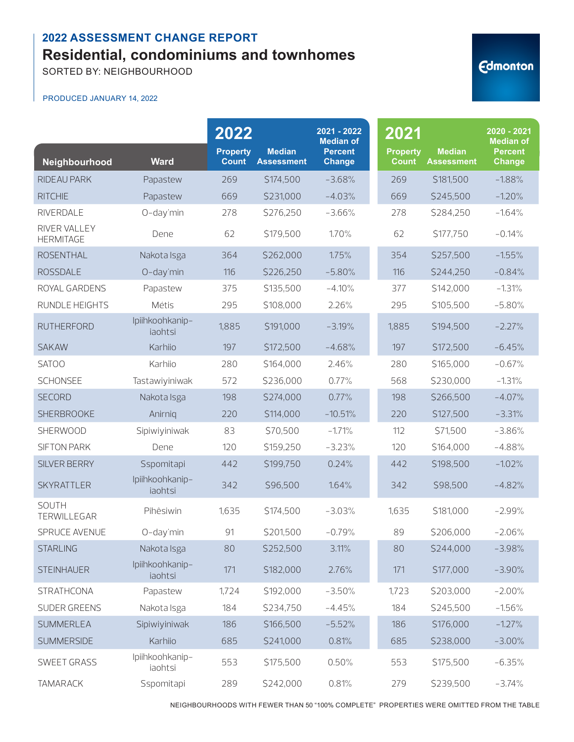## 2022 ASSESSMENT CHANGE REPORT

# Residential, condominiums and townhomes

SORTED BY: NEIGHBOURHOOD

PRODUCED JANUARY 14, 2022

| | | 2022 | | | 2021 | | |
|---|---|---|---|---|---|---|---|
| Neighbourhood | Ward | Property Count | Median Assessment | 2021 - 2022 Median of Percent Change | Property Count | Median Assessment | 2020 - 2021 Median of Percent Change |
| RIDEAU PARK | Papastew | 269 | $174,500 | -3.68% | 269 | $181,500 | -1.88% |
| RITCHIE | Papastew | 669 | $231,000 | -4.03% | 669 | $245,500 | -1.20% |
| RIVERDALE | O-day'min | 278 | $276,250 | -3.66% | 278 | $284,250 | -1.64% |
| RIVER VALLEY HERMITAGE | Dene | 62 | $179,500 | 1.70% | 62 | $177,750 | -0.14% |
| ROSENTHAL | Nakota Isga | 364 | $262,000 | 1.75% | 354 | $257,500 | -1.55% |
| ROSSDALE | O-day'min | 116 | $226,250 | -5.80% | 116 | $244,250 | -0.84% |
| ROYAL GARDENS | Papastew | 375 | $135,500 | -4.10% | 377 | $142,000 | -1.31% |
| RUNDLE HEIGHTS | Métis | 295 | $108,000 | 2.26% | 295 | $105,500 | -5.80% |
| RUTHERFORD | Ipiihkoohkanip-iaohtsi | 1,885 | $191,000 | -3.19% | 1,885 | $194,500 | -2.27% |
| SAKAW | Karhiio | 197 | $172,500 | -4.68% | 197 | $172,500 | -6.45% |
| SATOO | Karhiio | 280 | $164,000 | 2.46% | 280 | $165,000 | -0.67% |
| SCHONSEE | Tastawiyiniwak | 572 | $236,000 | 0.77% | 568 | $230,000 | -1.31% |
| SECORD | Nakota Isga | 198 | $274,000 | 0.77% | 198 | $266,500 | -4.07% |
| SHERBROOKE | Anirniq | 220 | $114,000 | -10.51% | 220 | $127,500 | -3.31% |
| SHERWOOD | Sipiwiyiniwak | 83 | $70,500 | -1.71% | 112 | $71,500 | -3.86% |
| SIFTON PARK | Dene | 120 | $159,250 | -3.23% | 120 | $164,000 | -4.88% |
| SILVER BERRY | Sspomitapi | 442 | $199,750 | 0.24% | 442 | $198,500 | -1.02% |
| SKYRATTLER | Ipiihkoohkanip-iaohtsi | 342 | $96,500 | 1.64% | 342 | $98,500 | -4.82% |
| SOUTH TERWILLEGAR | Pihêsiwin | 1,635 | $174,500 | -3.03% | 1,635 | $181,000 | -2.99% |
| SPRUCE AVENUE | O-day'min | 91 | $201,500 | -0.79% | 89 | $206,000 | -2.06% |
| STARLING | Nakota Isga | 80 | $252,500 | 3.11% | 80 | $244,000 | -3.98% |
| STEINHAUER | Ipiihkoohkanip-iaohtsi | 171 | $182,000 | 2.76% | 171 | $177,000 | -3.90% |
| STRATHCONA | Papastew | 1,724 | $192,000 | -3.50% | 1,723 | $203,000 | -2.00% |
| SUDER GREENS | Nakota Isga | 184 | $234,750 | -4.45% | 184 | $245,500 | -1.56% |
| SUMMERLEA | Sipiwiyiniwak | 186 | $166,500 | -5.52% | 186 | $176,000 | -1.27% |
| SUMMERSIDE | Karhiio | 685 | $241,000 | 0.81% | 685 | $238,000 | -3.00% |
| SWEET GRASS | Ipiihkoohkanip-iaohtsi | 553 | $175,500 | 0.50% | 553 | $175,500 | -6.35% |
| TAMARACK | Sspomitapi | 289 | $242,000 | 0.81% | 279 | $239,500 | -3.74% |

NEIGHBOURHOODS WITH FEWER THAN 50 "100% COMPLETE" PROPERTIES WERE OMITTED FROM THE TABLE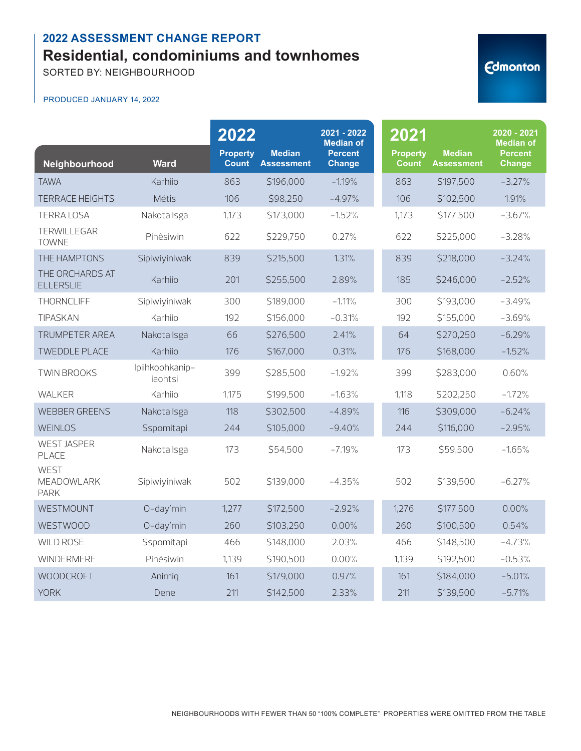## 2022 ASSESSMENT CHANGE REPORT

# Residential, condominiums and townhomes

SORTED BY: NEIGHBOURHOOD

PRODUCED JANUARY 14, 2022

| | | 2022 | | | 2021 | | |
|---|---|---|---|---|---|---|---|
| Neighbourhood | Ward | Property Count | Median Assessment | 2021 - 2022 Median of Percent Change | Property Count | Median Assessment | 2020 - 2021 Median of Percent Change |
| TAWA | Karhiio | 863 | $196,000 | -1.19% | 863 | $197,500 | -3.27% |
| TERRACE HEIGHTS | Métis | 106 | $98,250 | -4.97% | 106 | $102,500 | 1.91% |
| TERRA LOSA | Nakota Isga | 1,173 | $173,000 | -1.52% | 1,173 | $177,500 | -3.67% |
| TERWILLEGAR TOWNE | Pihêsiwin | 622 | $229,750 | 0.27% | 622 | $225,000 | -3.28% |
| THE HAMPTONS | Sipiwiyiniwak | 839 | $215,500 | 1.31% | 839 | $218,000 | -3.24% |
| THE ORCHARDS AT ELLERSLIE | Karhiio | 201 | $255,500 | 2.89% | 185 | $246,000 | -2.52% |
| THORNCLIFF | Sipiwiyiniwak | 300 | $189,000 | -1.11% | 300 | $193,000 | -3.49% |
| TIPASKAN | Karhiio | 192 | $156,000 | -0.31% | 192 | $155,000 | -3.69% |
| TRUMPETER AREA | Nakota Isga | 66 | $276,500 | 2.41% | 64 | $270,250 | -6.29% |
| TWEDDLE PLACE | Karhiio | 176 | $167,000 | 0.31% | 176 | $168,000 | -1.52% |
| TWIN BROOKS | Ipiihkoohkanip-iaohtsi | 399 | $285,500 | -1.92% | 399 | $283,000 | 0.60% |
| WALKER | Karhiio | 1,175 | $199,500 | -1.63% | 1,118 | $202,250 | -1.72% |
| WEBBER GREENS | Nakota Isga | 118 | $302,500 | -4.89% | 116 | $309,000 | -6.24% |
| WEINLOS | Sspomitapi | 244 | $105,000 | -9.40% | 244 | $116,000 | -2.95% |
| WEST JASPER PLACE | Nakota Isga | 173 | $54,500 | -7.19% | 173 | $59,500 | -1.65% |
| WEST MEADOWLARK PARK | Sipiwiyiniwak | 502 | $139,000 | -4.35% | 502 | $139,500 | -6.27% |
| WESTMOUNT | O-day'min | 1,277 | $172,500 | -2.92% | 1,276 | $177,500 | 0.00% |
| WESTWOOD | O-day'min | 260 | $103,250 | 0.00% | 260 | $100,500 | 0.54% |
| WILD ROSE | Sspomitapi | 466 | $148,000 | 2.03% | 466 | $148,500 | -4.73% |
| WINDERMERE | Pihêsiwin | 1,139 | $190,500 | 0.00% | 1,139 | $192,500 | -0.53% |
| WOODCROFT | Anirniq | 161 | $179,000 | 0.97% | 161 | $184,000 | -5.01% |
| YORK | Dene | 211 | $142,500 | 2.33% | 211 | $139,500 | -5.71% |

NEIGHBOURHOODS WITH FEWER THAN 50 "100% COMPLETE" PROPERTIES WERE OMITTED FROM THE TABLE